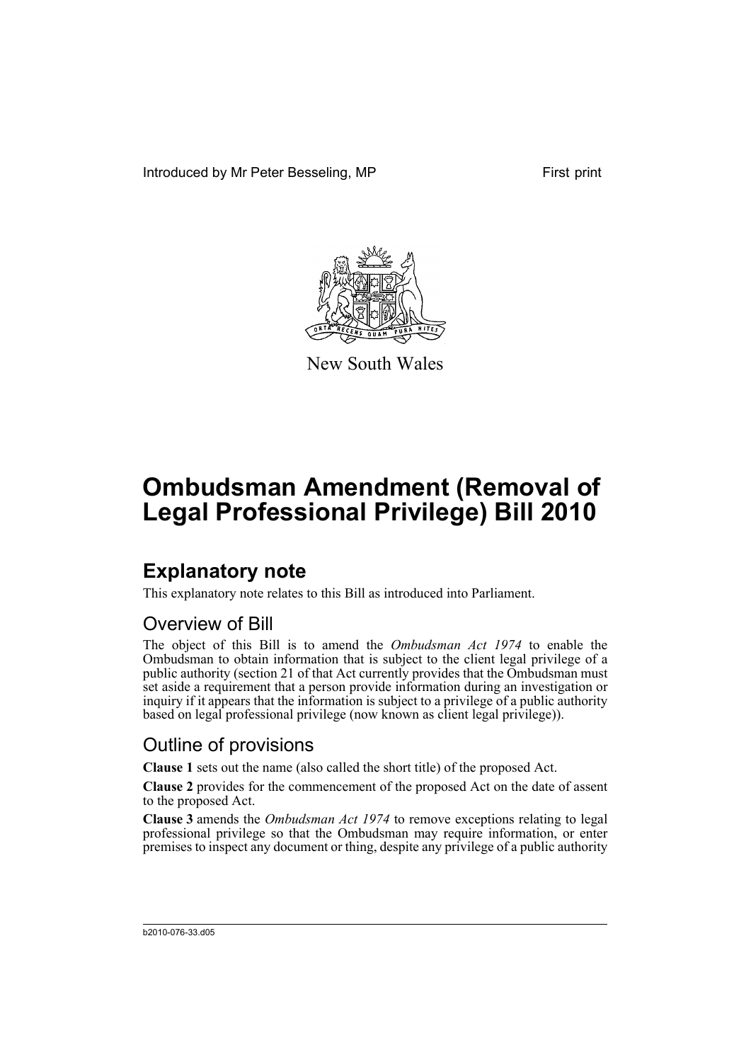Introduced by Mr Peter Besseling, MP First print

New South Wales

# Ombudsman Amendment (Removal of Legal Professional Privilege) Bill 2010

## Explanatory note

This explanatory note relates to this Bill as introduced into Parliament.

### Overview of Bill

The object of this Bill is to amend the *Ombudsman Act 1974* to enable the Ombudsman to obtain information that is subject to the client legal privilege of a public authority (section 21 of that Act currently provides that the Ombudsman must set aside a requirement that a person provide information during an investigation or inquiry if it appears that the information is subject to a privilege of a public authority based on legal professional privilege (now known as client legal privilege)).

### Outline of provisions

**Clause 1** sets out the name (also called the short title) of the proposed Act.

**Clause 2** provides for the commencement of the proposed Act on the date of assent to the proposed Act.

**Clause 3** amends the *Ombudsman Act 1974* to remove exceptions relating to legal professional privilege so that the Ombudsman may require information, or enter premises to inspect any document or thing, despite any privilege of a public authority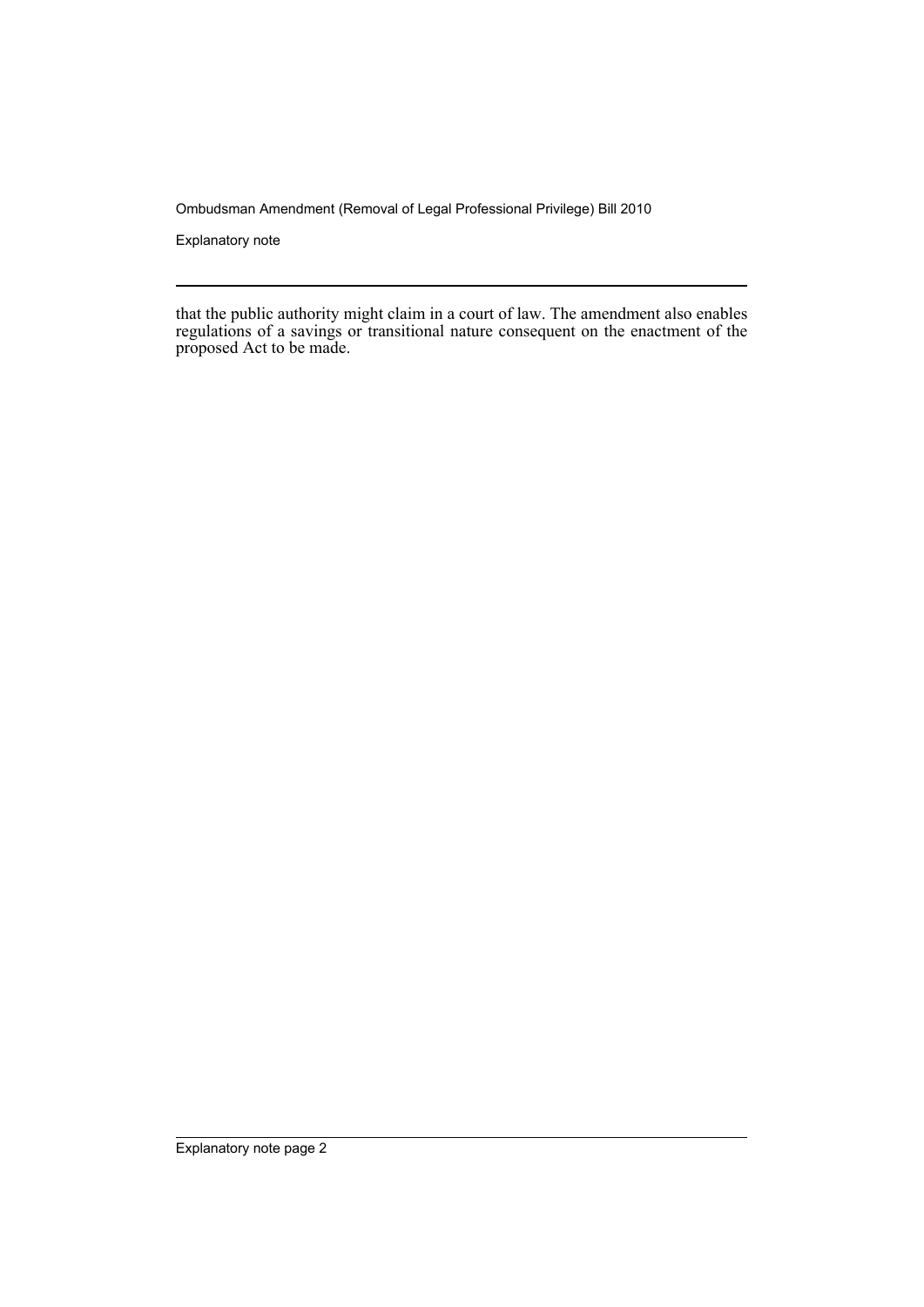that the public authority might claim in a court of law. The amendment also enables regulations of a savings or transitional nature consequent on the enactment of the proposed Act to be made.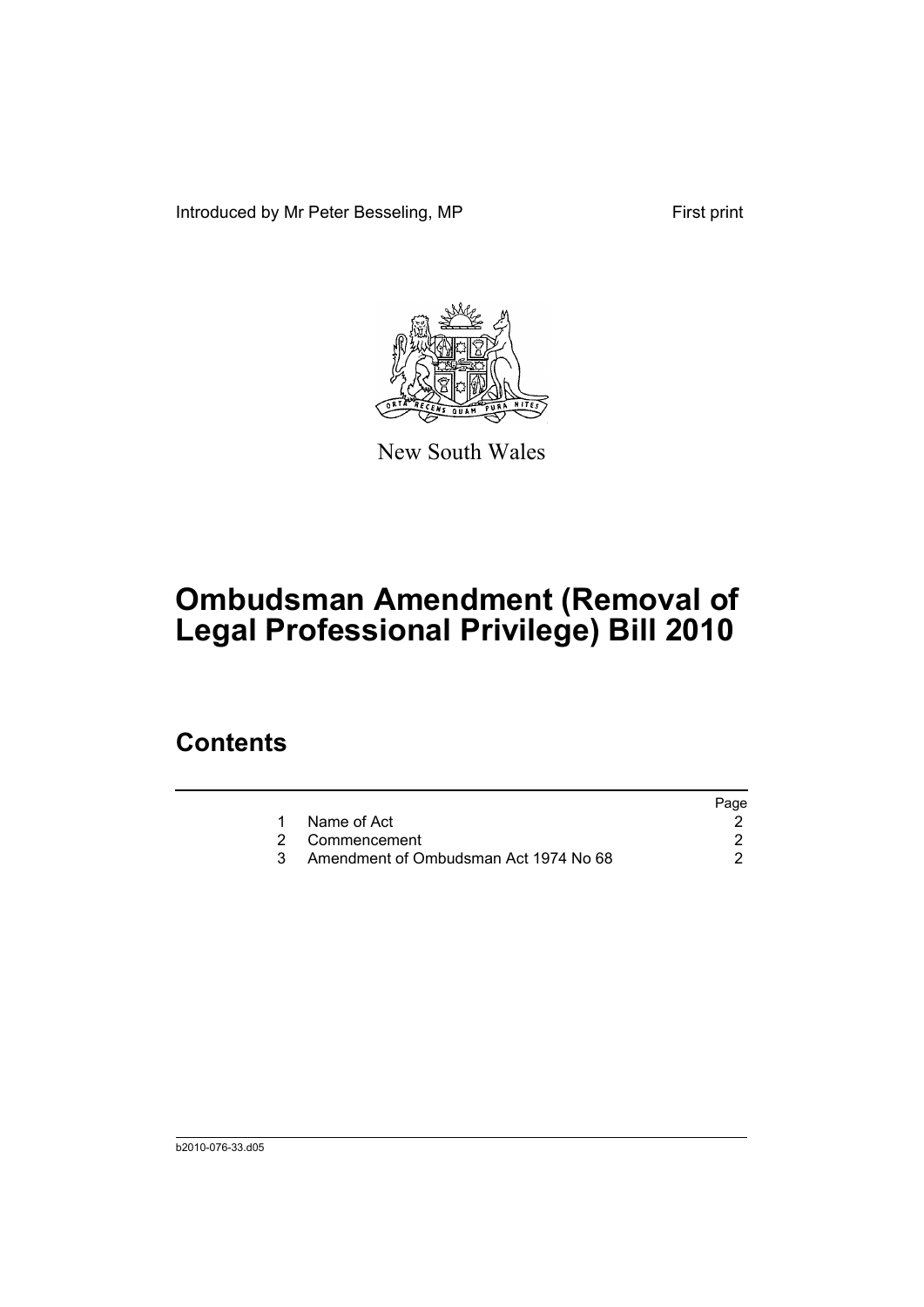Introduced by Mr Peter Besseling, MP First print

New South Wales

# Ombudsman Amendment (Removal of Legal Professional Privilege) Bill 2010

## Contents

| | | Page |
|---|---|---|
| 1 | Name of Act | 2 |
| 2 | Commencement | 2 |
| 3 | Amendment of Ombudsman Act 1974 No 68 | 2 |

b2010-076-33.d05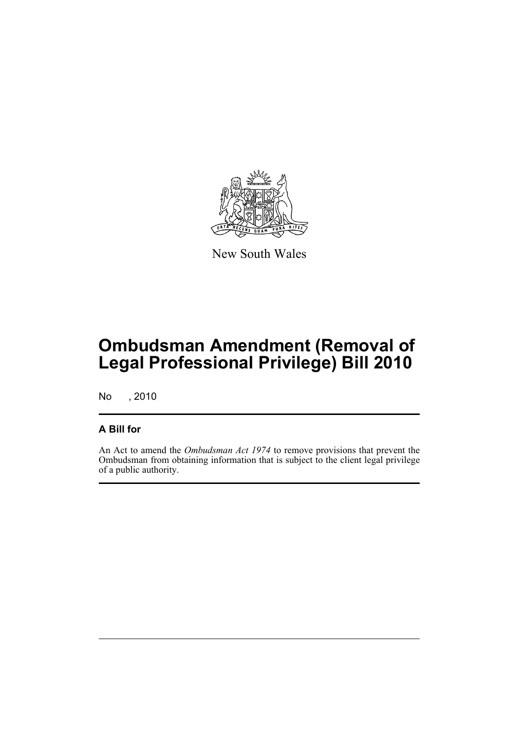New South Wales

# Ombudsman Amendment (Removal of Legal Professional Privilege) Bill 2010

No , 2010

## A Bill for

An Act to amend the *Ombudsman Act 1974* to remove provisions that prevent the Ombudsman from obtaining information that is subject to the client legal privilege of a public authority.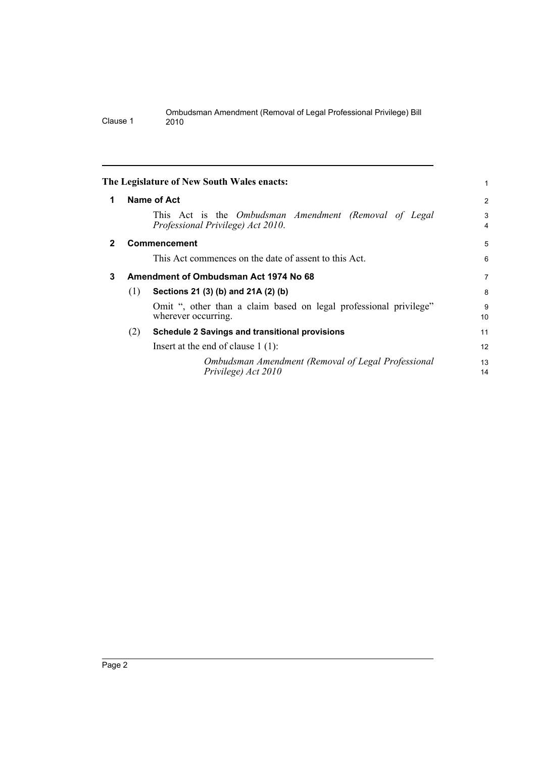**The Legislature of New South Wales enacts:**

**1 Name of Act**

This Act is the *Ombudsman Amendment (Removal of Legal Professional Privilege) Act 2010*.

**2 Commencement**

This Act commences on the date of assent to this Act.

**3 Amendment of Ombudsman Act 1974 No 68**

(1) **Sections 21 (3) (b) and 21A (2) (b)**

Omit ", other than a claim based on legal professional privilege" wherever occurring.

(2) **Schedule 2 Savings and transitional provisions**

Insert at the end of clause 1 (1):

*Ombudsman Amendment (Removal of Legal Professional Privilege) Act 2010*